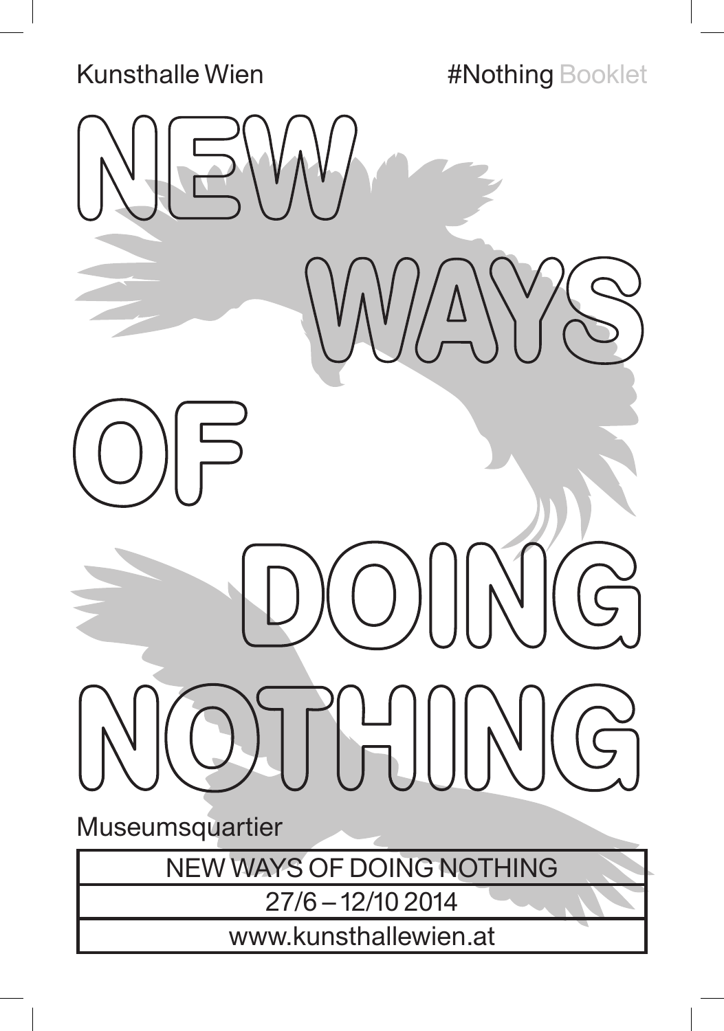Kunsthalle Wien

#Nothing Booklet

# NEW WAYS OF DOING NOTHING

Museumsquartier

| NEW WAYS OF DOING NOTHING |
| --- |
| 27/6 – 12/10 2014 |
| www.kunsthallewien.at |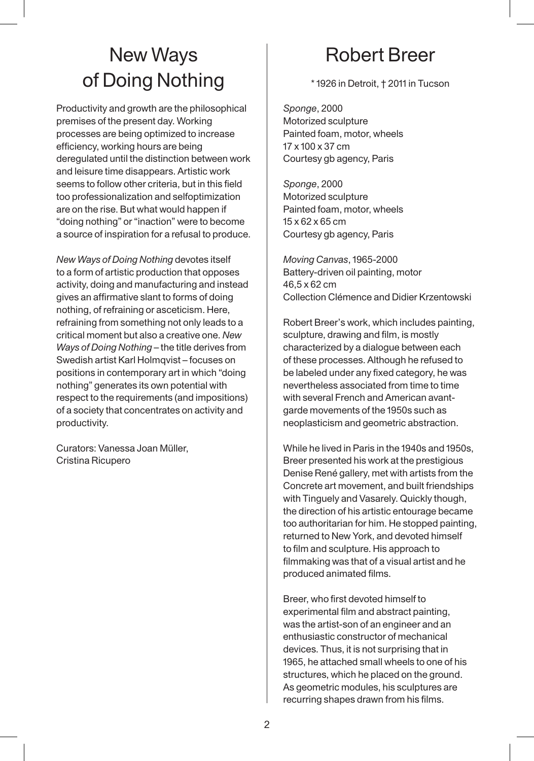# New Ways of Doing Nothing

Productivity and growth are the philosophical premises of the present day. Working processes are being optimized to increase efficiency, working hours are being deregulated until the distinction between work and leisure time disappears. Artistic work seems to follow other criteria, but in this field too professionalization and selfoptimization are on the rise. But what would happen if "doing nothing" or "inaction" were to become a source of inspiration for a refusal to produce.

*New Ways of Doing Nothing* devotes itself to a form of artistic production that opposes activity, doing and manufacturing and instead gives an affirmative slant to forms of doing nothing, of refraining or asceticism. Here, refraining from something not only leads to a critical moment but also a creative one. *New Ways of Doing Nothing* – the title derives from Swedish artist Karl Holmqvist – focuses on positions in contemporary art in which "doing nothing" generates its own potential with respect to the requirements (and impositions) of a society that concentrates on activity and productivity.

Curators: Vanessa Joan Müller, Cristina Ricupero

# Robert Breer

* 1926 in Detroit, † 2011 in Tucson

*Sponge*, 2000
Motorized sculpture
Painted foam, motor, wheels
17 x 100 x 37 cm
Courtesy gb agency, Paris

*Sponge*, 2000
Motorized sculpture
Painted foam, motor, wheels
15 x 62 x 65 cm
Courtesy gb agency, Paris

*Moving Canvas*, 1965-2000
Battery-driven oil painting, motor
46,5 x 62 cm
Collection Clémence and Didier Krzentowski

Robert Breer's work, which includes painting, sculpture, drawing and film, is mostly characterized by a dialogue between each of these processes. Although he refused to be labeled under any fixed category, he was nevertheless associated from time to time with several French and American avant-garde movements of the 1950s such as neoplasticism and geometric abstraction.

While he lived in Paris in the 1940s and 1950s, Breer presented his work at the prestigious Denise René gallery, met with artists from the Concrete art movement, and built friendships with Tinguely and Vasarely. Quickly though, the direction of his artistic entourage became too authoritarian for him. He stopped painting, returned to New York, and devoted himself to film and sculpture. His approach to filmmaking was that of a visual artist and he produced animated films.

Breer, who first devoted himself to experimental film and abstract painting, was the artist-son of an engineer and an enthusiastic constructor of mechanical devices. Thus, it is not surprising that in 1965, he attached small wheels to one of his structures, which he placed on the ground. As geometric modules, his sculptures are recurring shapes drawn from his films.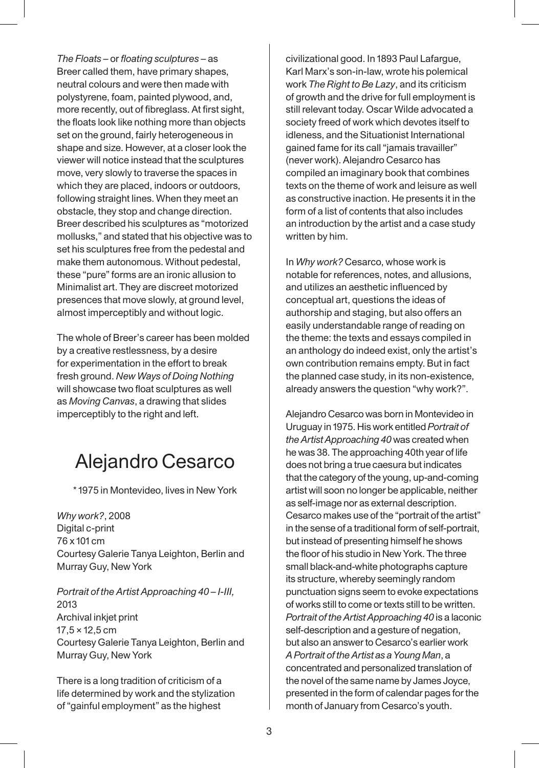*The Floats* – or *floating sculptures* – as Breer called them, have primary shapes, neutral colours and were then made with polystyrene, foam, painted plywood, and, more recently, out of fibreglass. At first sight, the floats look like nothing more than objects set on the ground, fairly heterogeneous in shape and size. However, at a closer look the viewer will notice instead that the sculptures move, very slowly to traverse the spaces in which they are placed, indoors or outdoors, following straight lines. When they meet an obstacle, they stop and change direction. Breer described his sculptures as "motorized mollusks," and stated that his objective was to set his sculptures free from the pedestal and make them autonomous. Without pedestal, these "pure" forms are an ironic allusion to Minimalist art. They are discreet motorized presences that move slowly, at ground level, almost imperceptibly and without logic.

The whole of Breer's career has been molded by a creative restlessness, by a desire for experimentation in the effort to break fresh ground. *New Ways of Doing Nothing* will showcase two float sculptures as well as *Moving Canvas*, a drawing that slides imperceptibly to the right and left.

# Alejandro Cesarco

* 1975 in Montevideo, lives in New York

*Why work?*, 2008
Digital c-print
76 x 101 cm
Courtesy Galerie Tanya Leighton, Berlin and Murray Guy, New York

*Portrait of the Artist Approaching 40 – I-III,* 2013
Archival inkjet print
17,5 × 12,5 cm
Courtesy Galerie Tanya Leighton, Berlin and Murray Guy, New York

There is a long tradition of criticism of a life determined by work and the stylization of "gainful employment" as the highest civilizational good. In 1893 Paul Lafargue, Karl Marx's son-in-law, wrote his polemical work *The Right to Be Lazy*, and its criticism of growth and the drive for full employment is still relevant today. Oscar Wilde advocated a society freed of work which devotes itself to idleness, and the Situationist International gained fame for its call "jamais travailler" (never work). Alejandro Cesarco has compiled an imaginary book that combines texts on the theme of work and leisure as well as constructive inaction. He presents it in the form of a list of contents that also includes an introduction by the artist and a case study written by him.

In *Why work?* Cesarco, whose work is notable for references, notes, and allusions, and utilizes an aesthetic influenced by conceptual art, questions the ideas of authorship and staging, but also offers an easily understandable range of reading on the theme: the texts and essays compiled in an anthology do indeed exist, only the artist's own contribution remains empty. But in fact the planned case study, in its non-existence, already answers the question "why work?".

Alejandro Cesarco was born in Montevideo in Uruguay in 1975. His work entitled *Portrait of the Artist Approaching 40* was created when he was 38. The approaching 40th year of life does not bring a true caesura but indicates that the category of the young, up-and-coming artist will soon no longer be applicable, neither as self-image nor as external description. Cesarco makes use of the "portrait of the artist" in the sense of a traditional form of self-portrait, but instead of presenting himself he shows the floor of his studio in New York. The three small black-and-white photographs capture its structure, whereby seemingly random punctuation signs seem to evoke expectations of works still to come or texts still to be written. *Portrait of the Artist Approaching 40* is a laconic self-description and a gesture of negation, but also an answer to Cesarco's earlier work *A Portrait of the Artist as a Young Man*, a concentrated and personalized translation of the novel of the same name by James Joyce, presented in the form of calendar pages for the month of January from Cesarco's youth.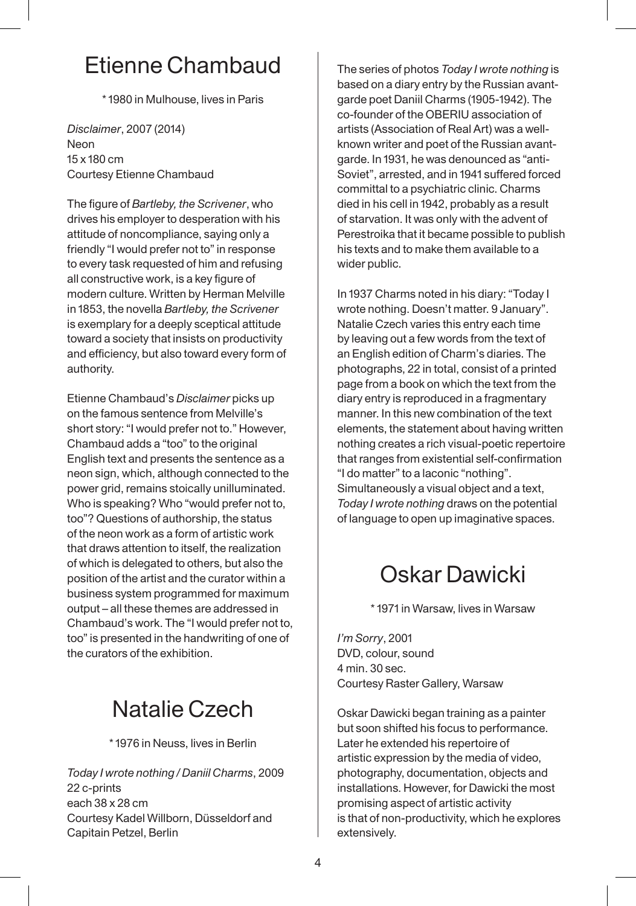## Etienne Chambaud

* 1980 in Mulhouse, lives in Paris

*Disclaimer*, 2007 (2014)
Neon
15 x 180 cm
Courtesy Etienne Chambaud

The figure of *Bartleby, the Scrivener*, who drives his employer to desperation with his attitude of noncompliance, saying only a friendly "I would prefer not to" in response to every task requested of him and refusing all constructive work, is a key figure of modern culture. Written by Herman Melville in 1853, the novella *Bartleby, the Scrivener* is exemplary for a deeply sceptical attitude toward a society that insists on productivity and efficiency, but also toward every form of authority.

Etienne Chambaud's *Disclaimer* picks up on the famous sentence from Melville's short story: "I would prefer not to." However, Chambaud adds a "too" to the original English text and presents the sentence as a neon sign, which, although connected to the power grid, remains stoically unilluminated. Who is speaking? Who "would prefer not to, too"? Questions of authorship, the status of the neon work as a form of artistic work that draws attention to itself, the realization of which is delegated to others, but also the position of the artist and the curator within a business system programmed for maximum output – all these themes are addressed in Chambaud's work. The "I would prefer not to, too" is presented in the handwriting of one of the curators of the exhibition.

## Natalie Czech

* 1976 in Neuss, lives in Berlin

*Today I wrote nothing / Daniil Charms*, 2009
22 c-prints
each 38 x 28 cm
Courtesy Kadel Willborn, Düsseldorf and Capitain Petzel, Berlin

The series of photos *Today I wrote nothing* is based on a diary entry by the Russian avant-garde poet Daniil Charms (1905-1942). The co-founder of the OBERIU association of artists (Association of Real Art) was a well-known writer and poet of the Russian avant-garde. In 1931, he was denounced as "anti-Soviet", arrested, and in 1941 suffered forced committal to a psychiatric clinic. Charms died in his cell in 1942, probably as a result of starvation. It was only with the advent of Perestroika that it became possible to publish his texts and to make them available to a wider public.

In 1937 Charms noted in his diary: "Today I wrote nothing. Doesn't matter. 9 January". Natalie Czech varies this entry each time by leaving out a few words from the text of an English edition of Charm's diaries. The photographs, 22 in total, consist of a printed page from a book on which the text from the diary entry is reproduced in a fragmentary manner. In this new combination of the text elements, the statement about having written nothing creates a rich visual-poetic repertoire that ranges from existential self-confirmation "I do matter" to a laconic "nothing". Simultaneously a visual object and a text, *Today I wrote nothing* draws on the potential of language to open up imaginative spaces.

## Oskar Dawicki

* 1971 in Warsaw, lives in Warsaw

*I'm Sorry*, 2001
DVD, colour, sound
4 min. 30 sec.
Courtesy Raster Gallery, Warsaw

Oskar Dawicki began training as a painter but soon shifted his focus to performance. Later he extended his repertoire of artistic expression by the media of video, photography, documentation, objects and installations. However, for Dawicki the most promising aspect of artistic activity is that of non-productivity, which he explores extensively.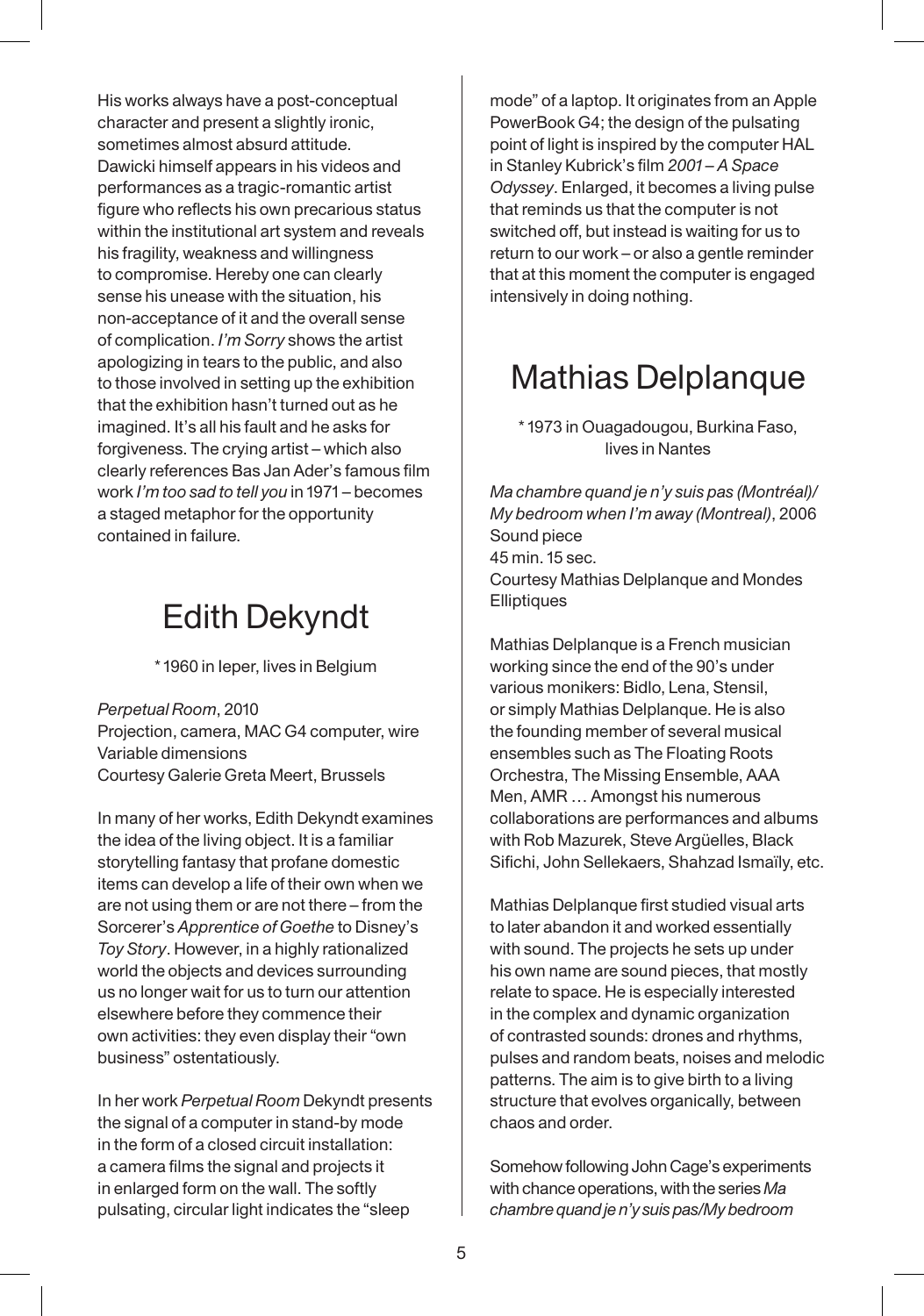His works always have a post-conceptual character and present a slightly ironic, sometimes almost absurd attitude. Dawicki himself appears in his videos and performances as a tragic-romantic artist figure who reflects his own precarious status within the institutional art system and reveals his fragility, weakness and willingness to compromise. Hereby one can clearly sense his unease with the situation, his non-acceptance of it and the overall sense of complication. *I'm Sorry* shows the artist apologizing in tears to the public, and also to those involved in setting up the exhibition that the exhibition hasn't turned out as he imagined. It's all his fault and he asks for forgiveness. The crying artist – which also clearly references Bas Jan Ader's famous film work *I'm too sad to tell you* in 1971 – becomes a staged metaphor for the opportunity contained in failure.

## Edith Dekyndt

\* 1960 in Ieper, lives in Belgium

*Perpetual Room*, 2010
Projection, camera, MAC G4 computer, wire
Variable dimensions
Courtesy Galerie Greta Meert, Brussels

In many of her works, Edith Dekyndt examines the idea of the living object. It is a familiar storytelling fantasy that profane domestic items can develop a life of their own when we are not using them or are not there – from the Sorcerer's *Apprentice of Goethe* to Disney's *Toy Story*. However, in a highly rationalized world the objects and devices surrounding us no longer wait for us to turn our attention elsewhere before they commence their own activities: they even display their "own business" ostentatiously.

In her work *Perpetual Room* Dekyndt presents the signal of a computer in stand-by mode in the form of a closed circuit installation: a camera films the signal and projects it in enlarged form on the wall. The softly pulsating, circular light indicates the "sleep mode" of a laptop. It originates from an Apple PowerBook G4; the design of the pulsating point of light is inspired by the computer HAL in Stanley Kubrick's film *2001 – A Space Odyssey*. Enlarged, it becomes a living pulse that reminds us that the computer is not switched off, but instead is waiting for us to return to our work – or also a gentle reminder that at this moment the computer is engaged intensively in doing nothing.

## Mathias Delplanque

\* 1973 in Ouagadougou, Burkina Faso, lives in Nantes

*Ma chambre quand je n'y suis pas (Montréal)/ My bedroom when I'm away (Montreal)*, 2006
Sound piece
45 min. 15 sec.
Courtesy Mathias Delplanque and Mondes Elliptiques

Mathias Delplanque is a French musician working since the end of the 90's under various monikers: Bidlo, Lena, Stensil, or simply Mathias Delplanque. He is also the founding member of several musical ensembles such as The Floating Roots Orchestra, The Missing Ensemble, AAA Men, AMR … Amongst his numerous collaborations are performances and albums with Rob Mazurek, Steve Argüelles, Black Sifichi, John Sellekaers, Shahzad Ismaïly, etc.

Mathias Delplanque first studied visual arts to later abandon it and worked essentially with sound. The projects he sets up under his own name are sound pieces, that mostly relate to space. He is especially interested in the complex and dynamic organization of contrasted sounds: drones and rhythms, pulses and random beats, noises and melodic patterns. The aim is to give birth to a living structure that evolves organically, between chaos and order.

Somehow following John Cage's experiments with chance operations, with the series *Ma chambre quand je n'y suis pas/My bedroom*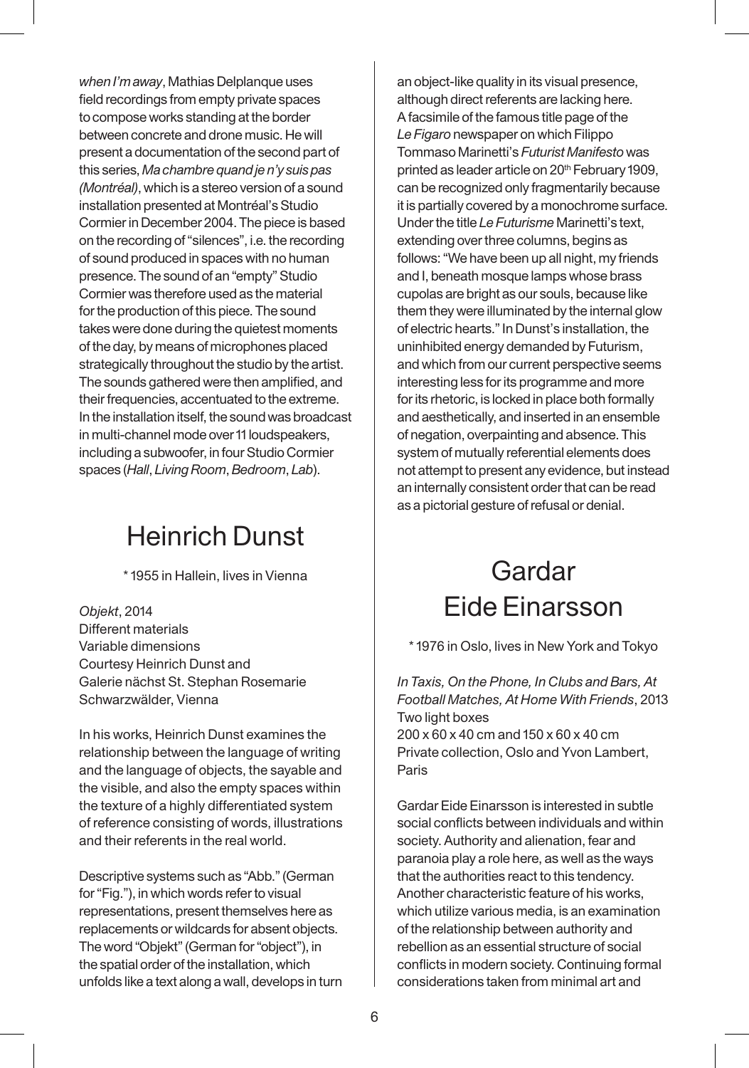*when I'm away*, Mathias Delplanque uses field recordings from empty private spaces to compose works standing at the border between concrete and drone music. He will present a documentation of the second part of this series, *Ma chambre quand je n'y suis pas (Montréal)*, which is a stereo version of a sound installation presented at Montréal's Studio Cormier in December 2004. The piece is based on the recording of "silences", i.e. the recording of sound produced in spaces with no human presence. The sound of an "empty" Studio Cormier was therefore used as the material for the production of this piece. The sound takes were done during the quietest moments of the day, by means of microphones placed strategically throughout the studio by the artist. The sounds gathered were then amplified, and their frequencies, accentuated to the extreme. In the installation itself, the sound was broadcast in multi-channel mode over 11 loudspeakers, including a subwoofer, in four Studio Cormier spaces (*Hall*, *Living Room*, *Bedroom*, *Lab*).

## Heinrich Dunst

\* 1955 in Hallein, lives in Vienna

*Objekt*, 2014
Different materials
Variable dimensions
Courtesy Heinrich Dunst and Galerie nächst St. Stephan Rosemarie Schwarzwälder, Vienna

In his works, Heinrich Dunst examines the relationship between the language of writing and the language of objects, the sayable and the visible, and also the empty spaces within the texture of a highly differentiated system of reference consisting of words, illustrations and their referents in the real world.

Descriptive systems such as "Abb." (German for "Fig."), in which words refer to visual representations, present themselves here as replacements or wildcards for absent objects. The word "Objekt" (German for "object"), in the spatial order of the installation, which unfolds like a text along a wall, develops in turn an object-like quality in its visual presence, although direct referents are lacking here. A facsimile of the famous title page of the *Le Figaro* newspaper on which Filippo Tommaso Marinetti's *Futurist Manifesto* was printed as leader article on 20th February 1909, can be recognized only fragmentarily because it is partially covered by a monochrome surface. Under the title *Le Futurisme* Marinetti's text, extending over three columns, begins as follows: "We have been up all night, my friends and I, beneath mosque lamps whose brass cupolas are bright as our souls, because like them they were illuminated by the internal glow of electric hearts." In Dunst's installation, the uninhibited energy demanded by Futurism, and which from our current perspective seems interesting less for its programme and more for its rhetoric, is locked in place both formally and aesthetically, and inserted in an ensemble of negation, overpainting and absence. This system of mutually referential elements does not attempt to present any evidence, but instead an internally consistent order that can be read as a pictorial gesture of refusal or denial.

## Gardar Eide Einarsson

\* 1976 in Oslo, lives in New York and Tokyo

*In Taxis, On the Phone, In Clubs and Bars, At Football Matches, At Home With Friends*, 2013
Two light boxes
200 x 60 x 40 cm and 150 x 60 x 40 cm
Private collection, Oslo and Yvon Lambert, Paris

Gardar Eide Einarsson is interested in subtle social conflicts between individuals and within society. Authority and alienation, fear and paranoia play a role here, as well as the ways that the authorities react to this tendency. Another characteristic feature of his works, which utilize various media, is an examination of the relationship between authority and rebellion as an essential structure of social conflicts in modern society. Continuing formal considerations taken from minimal art and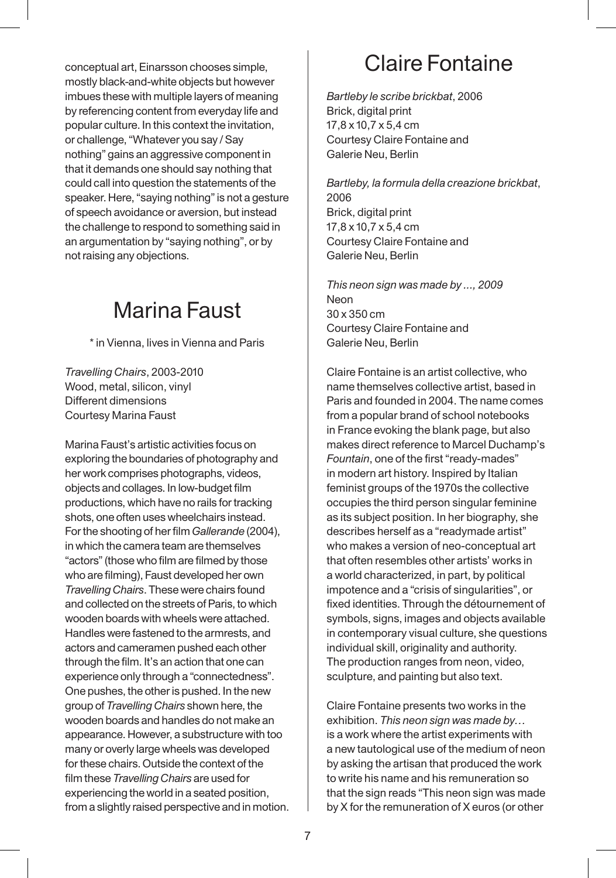conceptual art, Einarsson chooses simple, mostly black-and-white objects but however imbues these with multiple layers of meaning by referencing content from everyday life and popular culture. In this context the invitation, or challenge, "Whatever you say / Say nothing" gains an aggressive component in that it demands one should say nothing that could call into question the statements of the speaker. Here, "saying nothing" is not a gesture of speech avoidance or aversion, but instead the challenge to respond to something said in an argumentation by "saying nothing", or by not raising any objections.

## Marina Faust

* in Vienna, lives in Vienna and Paris

*Travelling Chairs*, 2003-2010
Wood, metal, silicon, vinyl
Different dimensions
Courtesy Marina Faust

Marina Faust's artistic activities focus on exploring the boundaries of photography and her work comprises photographs, videos, objects and collages. In low-budget film productions, which have no rails for tracking shots, one often uses wheelchairs instead. For the shooting of her film *Gallerande* (2004), in which the camera team are themselves "actors" (those who film are filmed by those who are filming), Faust developed her own *Travelling Chairs*. These were chairs found and collected on the streets of Paris, to which wooden boards with wheels were attached. Handles were fastened to the armrests, and actors and cameramen pushed each other through the film. It's an action that one can experience only through a "connectedness". One pushes, the other is pushed. In the new group of *Travelling Chairs* shown here, the wooden boards and handles do not make an appearance. However, a substructure with too many or overly large wheels was developed for these chairs. Outside the context of the film these *Travelling Chairs* are used for experiencing the world in a seated position, from a slightly raised perspective and in motion.

## Claire Fontaine

*Bartleby le scribe brickbat*, 2006
Brick, digital print
17,8 x 10,7 x 5,4 cm
Courtesy Claire Fontaine and Galerie Neu, Berlin

*Bartleby, la formula della creazione brickbat*, 2006
Brick, digital print
17,8 x 10,7 x 5,4 cm
Courtesy Claire Fontaine and Galerie Neu, Berlin

*This neon sign was made by ..., 2009*
Neon
30 x 350 cm
Courtesy Claire Fontaine and Galerie Neu, Berlin

Claire Fontaine is an artist collective, who name themselves collective artist, based in Paris and founded in 2004. The name comes from a popular brand of school notebooks in France evoking the blank page, but also makes direct reference to Marcel Duchamp's *Fountain*, one of the first "ready-mades" in modern art history. Inspired by Italian feminist groups of the 1970s the collective occupies the third person singular feminine as its subject position. In her biography, she describes herself as a "readymade artist" who makes a version of neo-conceptual art that often resembles other artists' works in a world characterized, in part, by political impotence and a "crisis of singularities", or fixed identities. Through the détournement of symbols, signs, images and objects available in contemporary visual culture, she questions individual skill, originality and authority. The production ranges from neon, video, sculpture, and painting but also text.

Claire Fontaine presents two works in the exhibition. *This neon sign was made by…* is a work where the artist experiments with a new tautological use of the medium of neon by asking the artisan that produced the work to write his name and his remuneration so that the sign reads "This neon sign was made by X for the remuneration of X euros (or other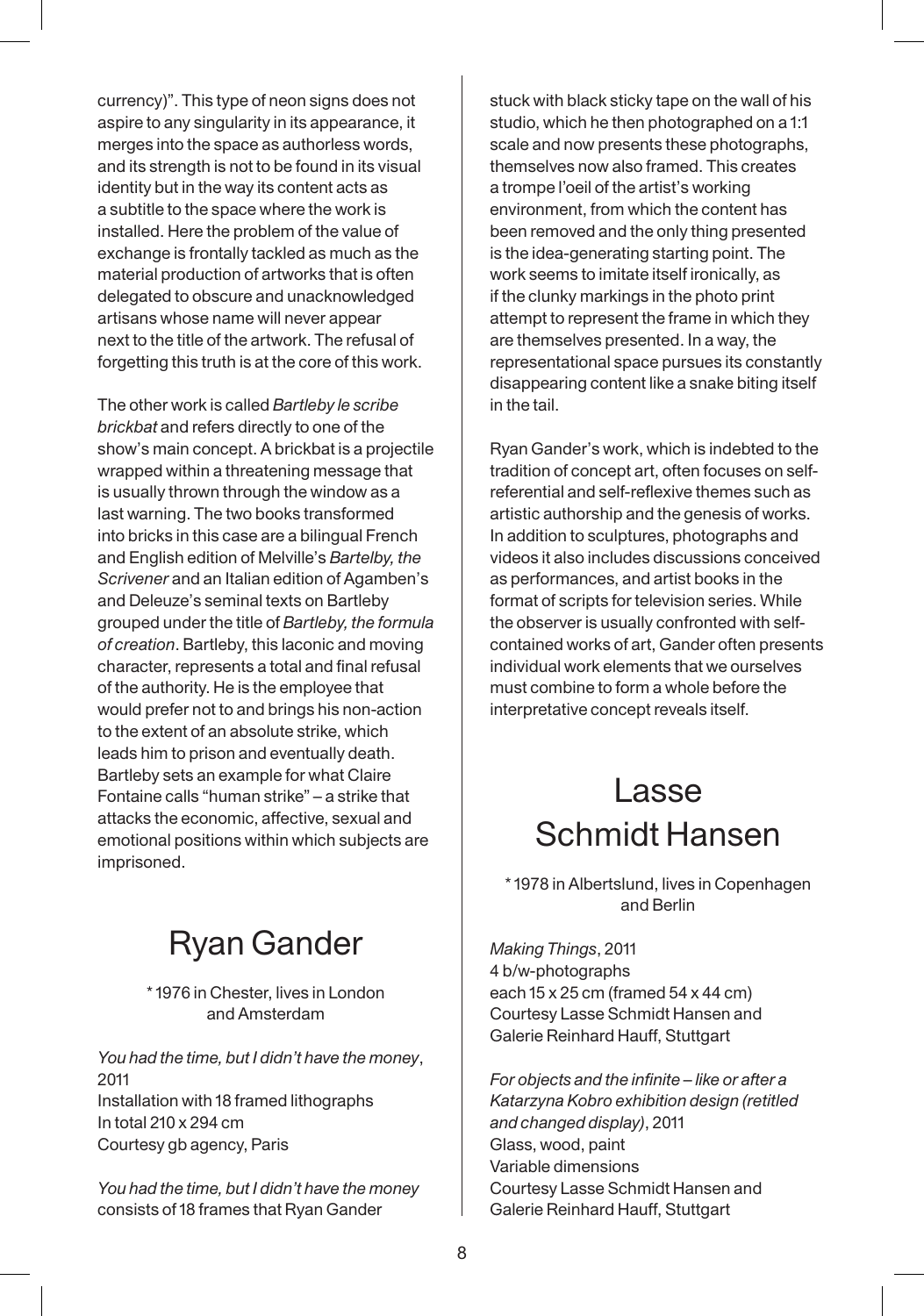currency)". This type of neon signs does not aspire to any singularity in its appearance, it merges into the space as authorless words, and its strength is not to be found in its visual identity but in the way its content acts as a subtitle to the space where the work is installed. Here the problem of the value of exchange is frontally tackled as much as the material production of artworks that is often delegated to obscure and unacknowledged artisans whose name will never appear next to the title of the artwork. The refusal of forgetting this truth is at the core of this work.

The other work is called *Bartleby le scribe brickbat* and refers directly to one of the show's main concept. A brickbat is a projectile wrapped within a threatening message that is usually thrown through the window as a last warning. The two books transformed into bricks in this case are a bilingual French and English edition of Melville's *Bartelby, the Scrivener* and an Italian edition of Agamben's and Deleuze's seminal texts on Bartleby grouped under the title of *Bartleby, the formula of creation*. Bartleby, this laconic and moving character, represents a total and final refusal of the authority. He is the employee that would prefer not to and brings his non-action to the extent of an absolute strike, which leads him to prison and eventually death. Bartleby sets an example for what Claire Fontaine calls "human strike" – a strike that attacks the economic, affective, sexual and emotional positions within which subjects are imprisoned.

# Ryan Gander

\* 1976 in Chester, lives in London and Amsterdam

*You had the time, but I didn't have the money*, 2011
Installation with 18 framed lithographs
In total 210 x 294 cm
Courtesy gb agency, Paris

*You had the time, but I didn't have the money* consists of 18 frames that Ryan Gander stuck with black sticky tape on the wall of his studio, which he then photographed on a 1:1 scale and now presents these photographs, themselves now also framed. This creates a trompe l'oeil of the artist's working environment, from which the content has been removed and the only thing presented is the idea-generating starting point. The work seems to imitate itself ironically, as if the clunky markings in the photo print attempt to represent the frame in which they are themselves presented. In a way, the representational space pursues its constantly disappearing content like a snake biting itself in the tail.

Ryan Gander's work, which is indebted to the tradition of concept art, often focuses on self-referential and self-reflexive themes such as artistic authorship and the genesis of works. In addition to sculptures, photographs and videos it also includes discussions conceived as performances, and artist books in the format of scripts for television series. While the observer is usually confronted with self-contained works of art, Gander often presents individual work elements that we ourselves must combine to form a whole before the interpretative concept reveals itself.

# Lasse Schmidt Hansen

\* 1978 in Albertslund, lives in Copenhagen and Berlin

*Making Things*, 2011
4 b/w-photographs
each 15 x 25 cm (framed 54 x 44 cm)
Courtesy Lasse Schmidt Hansen and Galerie Reinhard Hauff, Stuttgart

*For objects and the infinite – like or after a Katarzyna Kobro exhibition design (retitled and changed display)*, 2011
Glass, wood, paint
Variable dimensions
Courtesy Lasse Schmidt Hansen and Galerie Reinhard Hauff, Stuttgart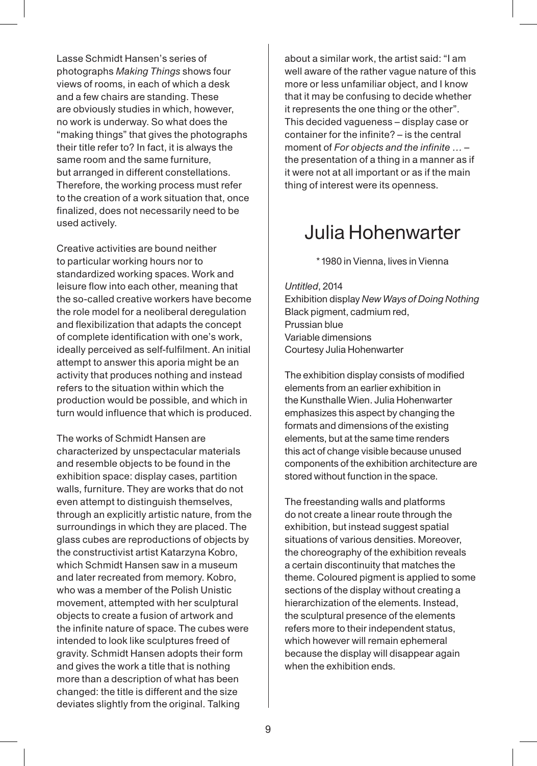Lasse Schmidt Hansen's series of photographs *Making Things* shows four views of rooms, in each of which a desk and a few chairs are standing. These are obviously studies in which, however, no work is underway. So what does the "making things" that gives the photographs their title refer to? In fact, it is always the same room and the same furniture, but arranged in different constellations. Therefore, the working process must refer to the creation of a work situation that, once finalized, does not necessarily need to be used actively.

Creative activities are bound neither to particular working hours nor to standardized working spaces. Work and leisure flow into each other, meaning that the so-called creative workers have become the role model for a neoliberal deregulation and flexibilization that adapts the concept of complete identification with one's work, ideally perceived as self-fulfilment. An initial attempt to answer this aporia might be an activity that produces nothing and instead refers to the situation within which the production would be possible, and which in turn would influence that which is produced.

The works of Schmidt Hansen are characterized by unspectacular materials and resemble objects to be found in the exhibition space: display cases, partition walls, furniture. They are works that do not even attempt to distinguish themselves, through an explicitly artistic nature, from the surroundings in which they are placed. The glass cubes are reproductions of objects by the constructivist artist Katarzyna Kobro, which Schmidt Hansen saw in a museum and later recreated from memory. Kobro, who was a member of the Polish Unistic movement, attempted with her sculptural objects to create a fusion of artwork and the infinite nature of space. The cubes were intended to look like sculptures freed of gravity. Schmidt Hansen adopts their form and gives the work a title that is nothing more than a description of what has been changed: the title is different and the size deviates slightly from the original. Talking about a similar work, the artist said: "I am well aware of the rather vague nature of this more or less unfamiliar object, and I know that it may be confusing to decide whether it represents the one thing or the other". This decided vagueness – display case or container for the infinite? – is the central moment of *For objects and the infinite …* – the presentation of a thing in a manner as if it were not at all important or as if the main thing of interest were its openness.

# Julia Hohenwarter

\*1980 in Vienna, lives in Vienna

*Untitled*, 2014
Exhibition display *New Ways of Doing Nothing*
Black pigment, cadmium red,
Prussian blue
Variable dimensions
Courtesy Julia Hohenwarter

The exhibition display consists of modified elements from an earlier exhibition in the Kunsthalle Wien. Julia Hohenwarter emphasizes this aspect by changing the formats and dimensions of the existing elements, but at the same time renders this act of change visible because unused components of the exhibition architecture are stored without function in the space.

The freestanding walls and platforms do not create a linear route through the exhibition, but instead suggest spatial situations of various densities. Moreover, the choreography of the exhibition reveals a certain discontinuity that matches the theme. Coloured pigment is applied to some sections of the display without creating a hierarchization of the elements. Instead, the sculptural presence of the elements refers more to their independent status, which however will remain ephemeral because the display will disappear again when the exhibition ends.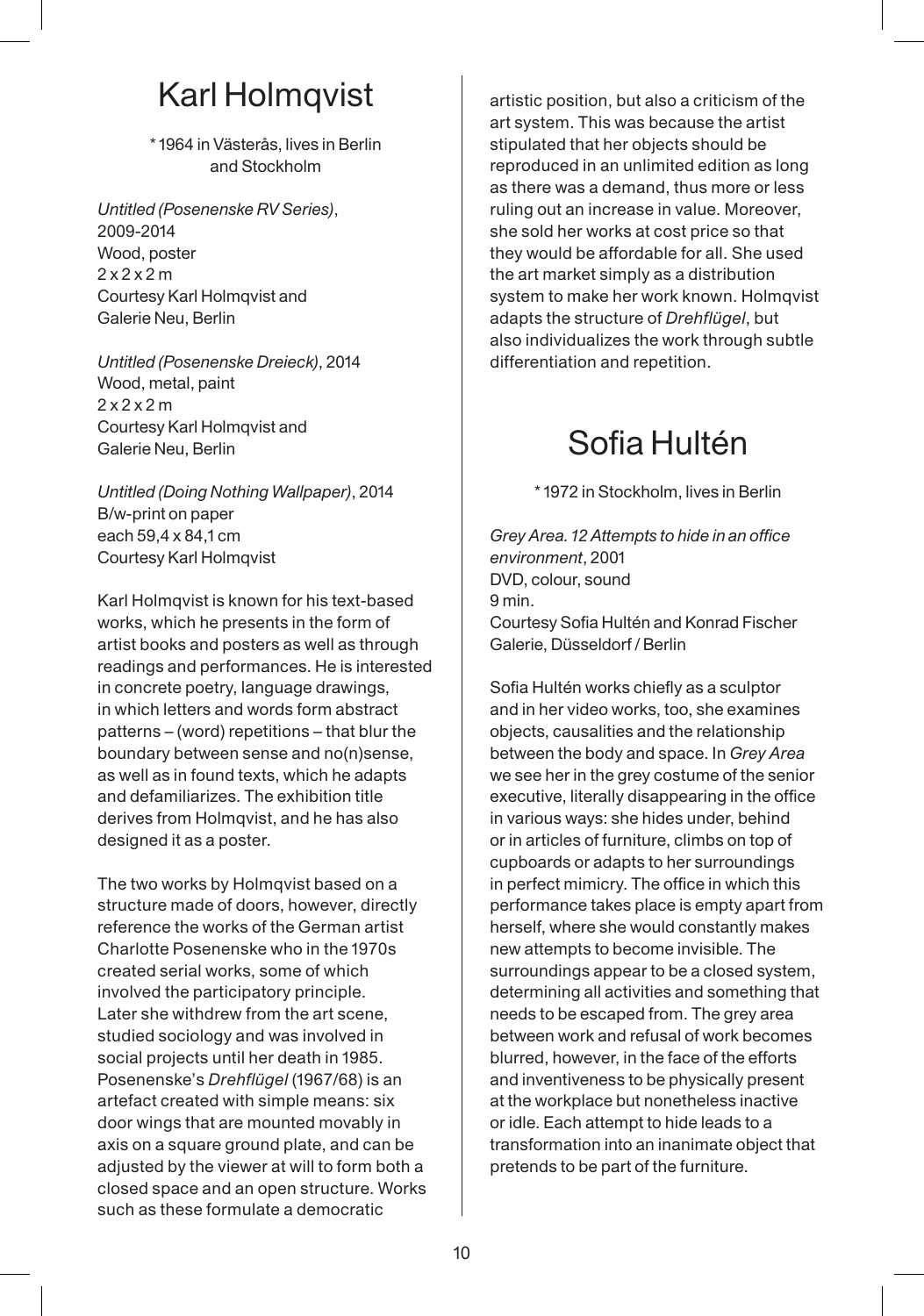# Karl Holmqvist

\* 1964 in Västerås, lives in Berlin and Stockholm

*Untitled (Posenenske RV Series)*, 2009-2014
Wood, poster
2 x 2 x 2 m
Courtesy Karl Holmqvist and Galerie Neu, Berlin

*Untitled (Posenenske Dreieck)*, 2014
Wood, metal, paint
2 x 2 x 2 m
Courtesy Karl Holmqvist and Galerie Neu, Berlin

*Untitled (Doing Nothing Wallpaper)*, 2014
B/w-print on paper
each 59,4 x 84,1 cm
Courtesy Karl Holmqvist

Karl Holmqvist is known for his text-based works, which he presents in the form of artist books and posters as well as through readings and performances. He is interested in concrete poetry, language drawings, in which letters and words form abstract patterns – (word) repetitions – that blur the boundary between sense and no(n)sense, as well as in found texts, which he adapts and defamiliarizes. The exhibition title derives from Holmqvist, and he has also designed it as a poster.

The two works by Holmqvist based on a structure made of doors, however, directly reference the works of the German artist Charlotte Posenenske who in the 1970s created serial works, some of which involved the participatory principle. Later she withdrew from the art scene, studied sociology and was involved in social projects until her death in 1985. Posenenske's *Drehflügel* (1967/68) is an artefact created with simple means: six door wings that are mounted movably in axis on a square ground plate, and can be adjusted by the viewer at will to form both a closed space and an open structure. Works such as these formulate a democratic artistic position, but also a criticism of the art system. This was because the artist stipulated that her objects should be reproduced in an unlimited edition as long as there was a demand, thus more or less ruling out an increase in value. Moreover, she sold her works at cost price so that they would be affordable for all. She used the art market simply as a distribution system to make her work known. Holmqvist adapts the structure of *Drehflügel*, but also individualizes the work through subtle differentiation and repetition.

# Sofia Hultén

\* 1972 in Stockholm, lives in Berlin

*Grey Area. 12 Attempts to hide in an office environment*, 2001
DVD, colour, sound
9 min.
Courtesy Sofia Hultén and Konrad Fischer Galerie, Düsseldorf / Berlin

Sofia Hultén works chiefly as a sculptor and in her video works, too, she examines objects, causalities and the relationship between the body and space. In *Grey Area* we see her in the grey costume of the senior executive, literally disappearing in the office in various ways: she hides under, behind or in articles of furniture, climbs on top of cupboards or adapts to her surroundings in perfect mimicry. The office in which this performance takes place is empty apart from herself, where she would constantly makes new attempts to become invisible. The surroundings appear to be a closed system, determining all activities and something that needs to be escaped from. The grey area between work and refusal of work becomes blurred, however, in the face of the efforts and inventiveness to be physically present at the workplace but nonetheless inactive or idle. Each attempt to hide leads to a transformation into an inanimate object that pretends to be part of the furniture.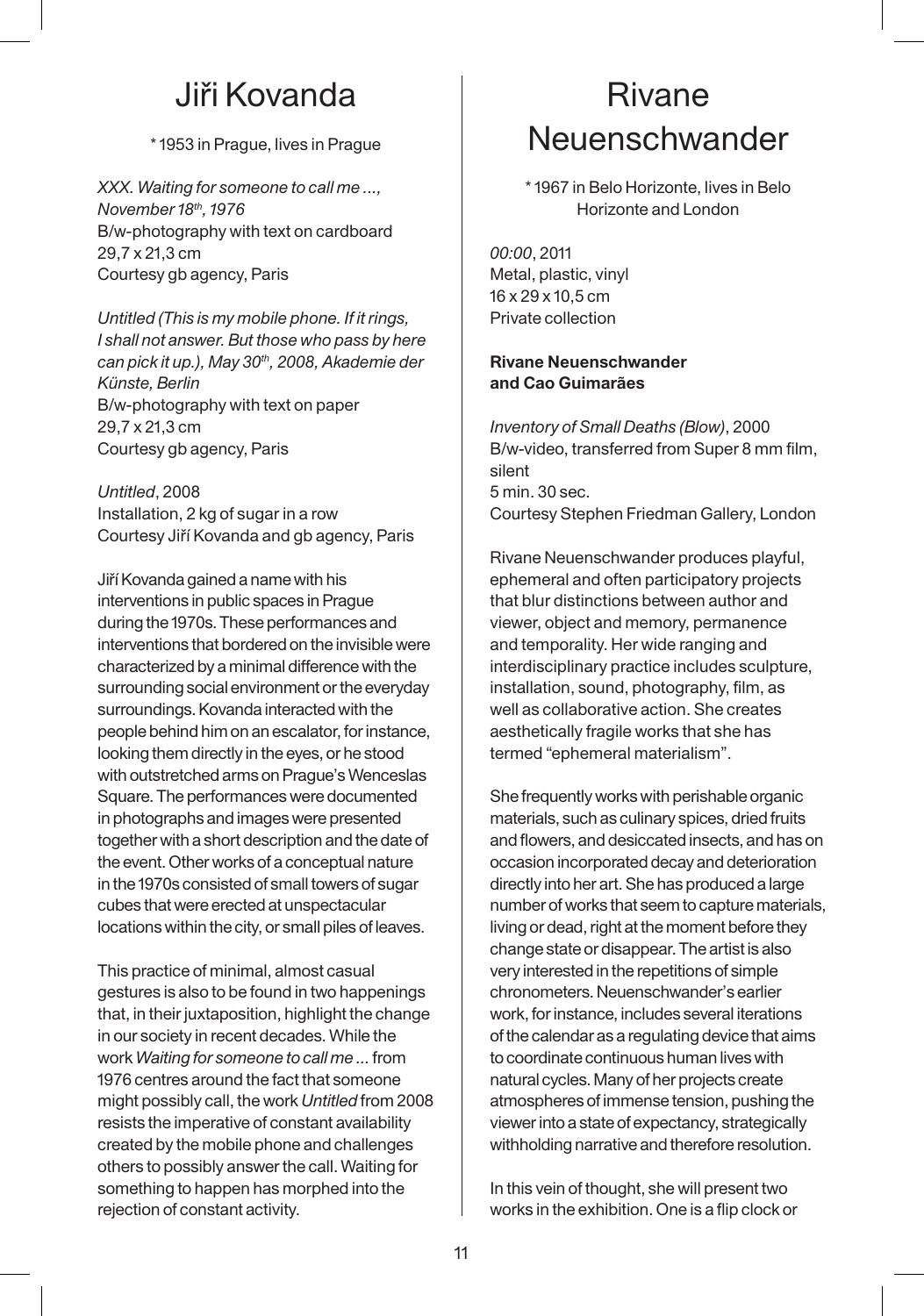# Jiři Kovanda

\* 1953 in Prague, lives in Prague

*XXX. Waiting for someone to call me ..., November 18th, 1976*
B/w-photography with text on cardboard
29,7 x 21,3 cm
Courtesy gb agency, Paris

*Untitled (This is my mobile phone. If it rings, I shall not answer. But those who pass by here can pick it up.), May 30th, 2008, Akademie der Künste, Berlin*
B/w-photography with text on paper
29,7 x 21,3 cm
Courtesy gb agency, Paris

*Untitled*, 2008
Installation, 2 kg of sugar in a row
Courtesy Jiří Kovanda and gb agency, Paris

Jiří Kovanda gained a name with his interventions in public spaces in Prague during the 1970s. These performances and interventions that bordered on the invisible were characterized by a minimal difference with the surrounding social environment or the everyday surroundings. Kovanda interacted with the people behind him on an escalator, for instance, looking them directly in the eyes, or he stood with outstretched arms on Prague's Wenceslas Square. The performances were documented in photographs and images were presented together with a short description and the date of the event. Other works of a conceptual nature in the 1970s consisted of small towers of sugar cubes that were erected at unspectacular locations within the city, or small piles of leaves.

This practice of minimal, almost casual gestures is also to be found in two happenings that, in their juxtaposition, highlight the change in our society in recent decades. While the work *Waiting for someone to call me ...* from 1976 centres around the fact that someone might possibly call, the work *Untitled* from 2008 resists the imperative of constant availability created by the mobile phone and challenges others to possibly answer the call. Waiting for something to happen has morphed into the rejection of constant activity.

# Rivane Neuenschwander

\* 1967 in Belo Horizonte, lives in Belo Horizonte and London

*00:00*, 2011
Metal, plastic, vinyl
16 x 29 x 10,5 cm
Private collection

**Rivane Neuenschwander and Cao Guimarães**

*Inventory of Small Deaths (Blow)*, 2000
B/w-video, transferred from Super 8 mm film, silent
5 min. 30 sec.
Courtesy Stephen Friedman Gallery, London

Rivane Neuenschwander produces playful, ephemeral and often participatory projects that blur distinctions between author and viewer, object and memory, permanence and temporality. Her wide ranging and interdisciplinary practice includes sculpture, installation, sound, photography, film, as well as collaborative action. She creates aesthetically fragile works that she has termed "ephemeral materialism".

She frequently works with perishable organic materials, such as culinary spices, dried fruits and flowers, and desiccated insects, and has on occasion incorporated decay and deterioration directly into her art. She has produced a large number of works that seem to capture materials, living or dead, right at the moment before they change state or disappear. The artist is also very interested in the repetitions of simple chronometers. Neuenschwander's earlier work, for instance, includes several iterations of the calendar as a regulating device that aims to coordinate continuous human lives with natural cycles. Many of her projects create atmospheres of immense tension, pushing the viewer into a state of expectancy, strategically withholding narrative and therefore resolution.

In this vein of thought, she will present two works in the exhibition. One is a flip clock or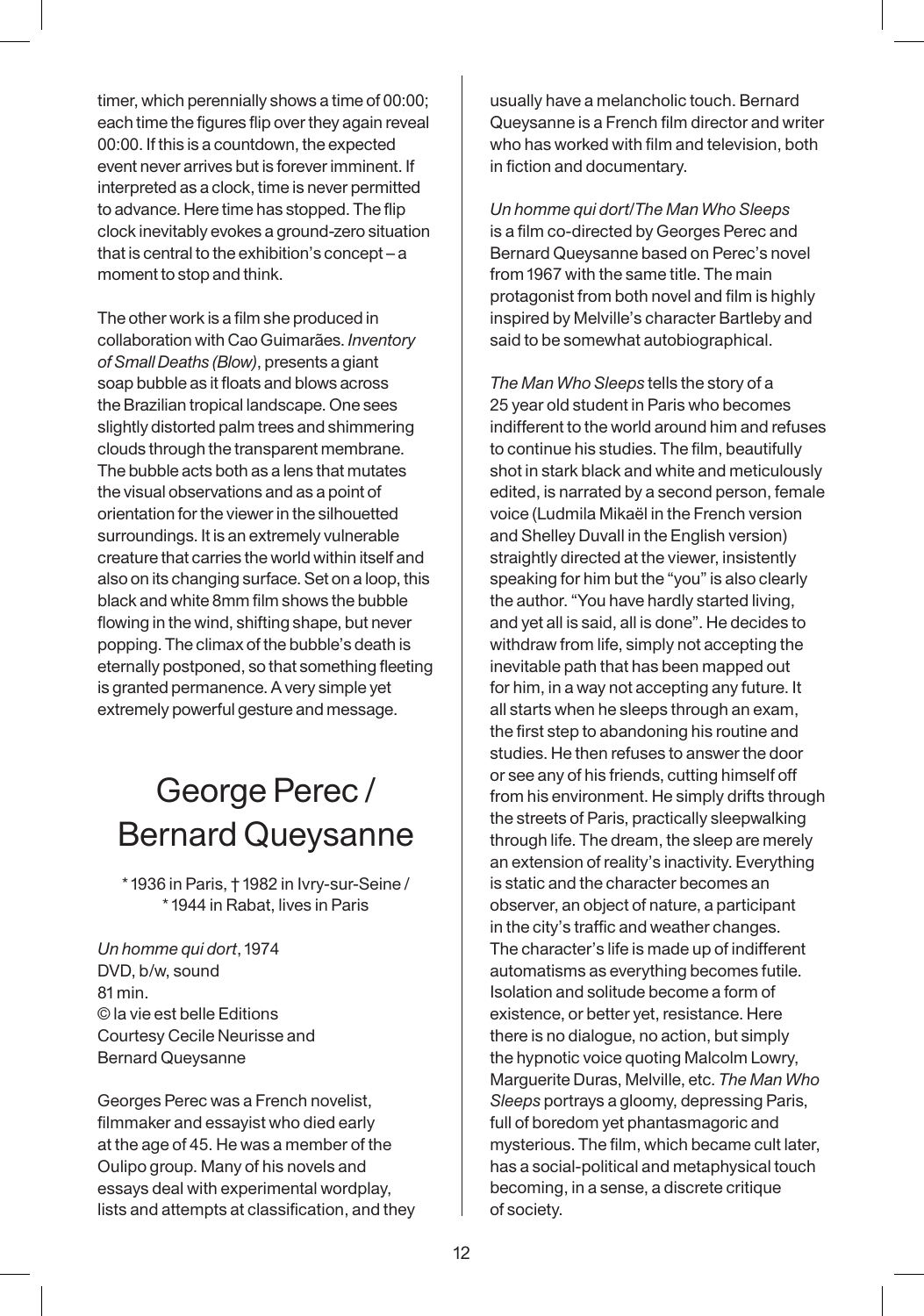timer, which perennially shows a time of 00:00; each time the figures flip over they again reveal 00:00. If this is a countdown, the expected event never arrives but is forever imminent. If interpreted as a clock, time is never permitted to advance. Here time has stopped. The flip clock inevitably evokes a ground-zero situation that is central to the exhibition's concept – a moment to stop and think.

The other work is a film she produced in collaboration with Cao Guimarães. *Inventory of Small Deaths (Blow)*, presents a giant soap bubble as it floats and blows across the Brazilian tropical landscape. One sees slightly distorted palm trees and shimmering clouds through the transparent membrane. The bubble acts both as a lens that mutates the visual observations and as a point of orientation for the viewer in the silhouetted surroundings. It is an extremely vulnerable creature that carries the world within itself and also on its changing surface. Set on a loop, this black and white 8mm film shows the bubble flowing in the wind, shifting shape, but never popping. The climax of the bubble's death is eternally postponed, so that something fleeting is granted permanence. A very simple yet extremely powerful gesture and message.

# George Perec / Bernard Queysanne

\* 1936 in Paris, † 1982 in Ivry-sur-Seine / \* 1944 in Rabat, lives in Paris

*Un homme qui dort*, 1974
DVD, b/w, sound
81 min.
© la vie est belle Editions
Courtesy Cecile Neurisse and Bernard Queysanne

Georges Perec was a French novelist, filmmaker and essayist who died early at the age of 45. He was a member of the Oulipo group. Many of his novels and essays deal with experimental wordplay, lists and attempts at classification, and they usually have a melancholic touch. Bernard Queysanne is a French film director and writer who has worked with film and television, both in fiction and documentary.

*Un homme qui dort*/*The Man Who Sleeps* is a film co-directed by Georges Perec and Bernard Queysanne based on Perec's novel from 1967 with the same title. The main protagonist from both novel and film is highly inspired by Melville's character Bartleby and said to be somewhat autobiographical.

*The Man Who Sleeps* tells the story of a 25 year old student in Paris who becomes indifferent to the world around him and refuses to continue his studies. The film, beautifully shot in stark black and white and meticulously edited, is narrated by a second person, female voice (Ludmila Mikaël in the French version and Shelley Duvall in the English version) straightly directed at the viewer, insistently speaking for him but the "you" is also clearly the author. "You have hardly started living, and yet all is said, all is done". He decides to withdraw from life, simply not accepting the inevitable path that has been mapped out for him, in a way not accepting any future. It all starts when he sleeps through an exam, the first step to abandoning his routine and studies. He then refuses to answer the door or see any of his friends, cutting himself off from his environment. He simply drifts through the streets of Paris, practically sleepwalking through life. The dream, the sleep are merely an extension of reality's inactivity. Everything is static and the character becomes an observer, an object of nature, a participant in the city's traffic and weather changes. The character's life is made up of indifferent automatisms as everything becomes futile. Isolation and solitude become a form of existence, or better yet, resistance. Here there is no dialogue, no action, but simply the hypnotic voice quoting Malcolm Lowry, Marguerite Duras, Melville, etc. *The Man Who Sleeps* portrays a gloomy, depressing Paris, full of boredom yet phantasmagoric and mysterious. The film, which became cult later, has a social-political and metaphysical touch becoming, in a sense, a discrete critique of society.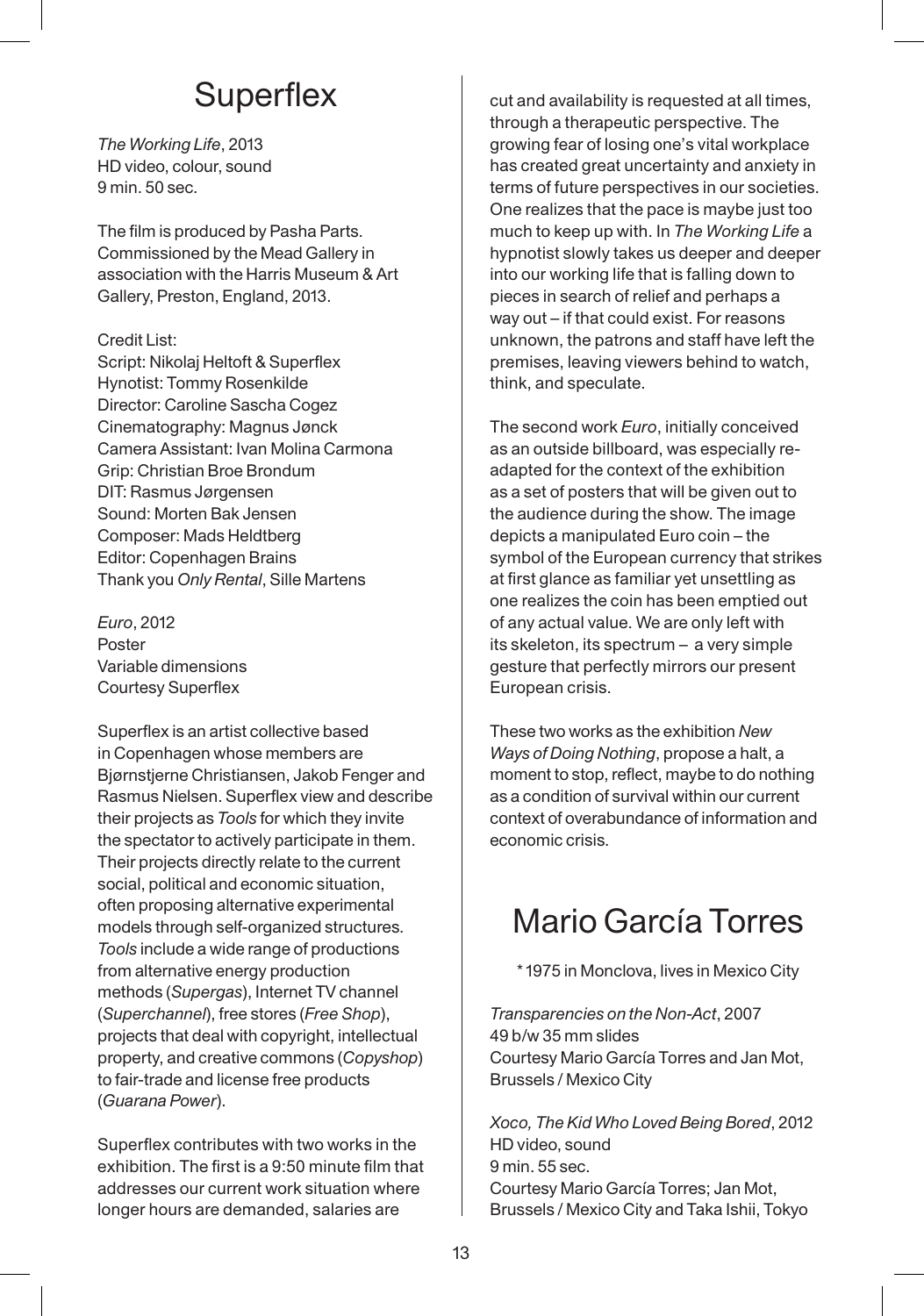## Superflex

*The Working Life*, 2013
HD video, colour, sound
9 min. 50 sec.

The film is produced by Pasha Parts. Commissioned by the Mead Gallery in association with the Harris Museum & Art Gallery, Preston, England, 2013.

Credit List:
Script: Nikolaj Heltoft & Superflex
Hynotist: Tommy Rosenkilde
Director: Caroline Sascha Cogez
Cinematography: Magnus Jønck
Camera Assistant: Ivan Molina Carmona
Grip: Christian Broe Brondum
DIT: Rasmus Jørgensen
Sound: Morten Bak Jensen
Composer: Mads Heldtberg
Editor: Copenhagen Brains
Thank you *Only Rental*, Sille Martens

*Euro*, 2012
Poster
Variable dimensions
Courtesy Superflex

Superflex is an artist collective based in Copenhagen whose members are Bjørnstjerne Christiansen, Jakob Fenger and Rasmus Nielsen. Superflex view and describe their projects as *Tools* for which they invite the spectator to actively participate in them. Their projects directly relate to the current social, political and economic situation, often proposing alternative experimental models through self-organized structures. *Tools* include a wide range of productions from alternative energy production methods (*Supergas*), Internet TV channel (*Superchannel*), free stores (*Free Shop*), projects that deal with copyright, intellectual property, and creative commons (*Copyshop*) to fair-trade and license free products (*Guarana Power*).

Superflex contributes with two works in the exhibition. The first is a 9:50 minute film that addresses our current work situation where longer hours are demanded, salaries are cut and availability is requested at all times, through a therapeutic perspective. The growing fear of losing one's vital workplace has created great uncertainty and anxiety in terms of future perspectives in our societies. One realizes that the pace is maybe just too much to keep up with. In *The Working Life* a hypnotist slowly takes us deeper and deeper into our working life that is falling down to pieces in search of relief and perhaps a way out – if that could exist. For reasons unknown, the patrons and staff have left the premises, leaving viewers behind to watch, think, and speculate.

The second work *Euro*, initially conceived as an outside billboard, was especially re-adapted for the context of the exhibition as a set of posters that will be given out to the audience during the show. The image depicts a manipulated Euro coin – the symbol of the European currency that strikes at first glance as familiar yet unsettling as one realizes the coin has been emptied out of any actual value. We are only left with its skeleton, its spectrum – a very simple gesture that perfectly mirrors our present European crisis.

These two works as the exhibition *New Ways of Doing Nothing*, propose a halt, a moment to stop, reflect, maybe to do nothing as a condition of survival within our current context of overabundance of information and economic crisis.

## Mario García Torres

*1975 in Monclova, lives in Mexico City

*Transparencies on the Non-Act*, 2007
49 b/w 35 mm slides
Courtesy Mario García Torres and Jan Mot, Brussels / Mexico City

*Xoco, The Kid Who Loved Being Bored*, 2012
HD video, sound
9 min. 55 sec.
Courtesy Mario García Torres; Jan Mot, Brussels / Mexico City and Taka Ishii, Tokyo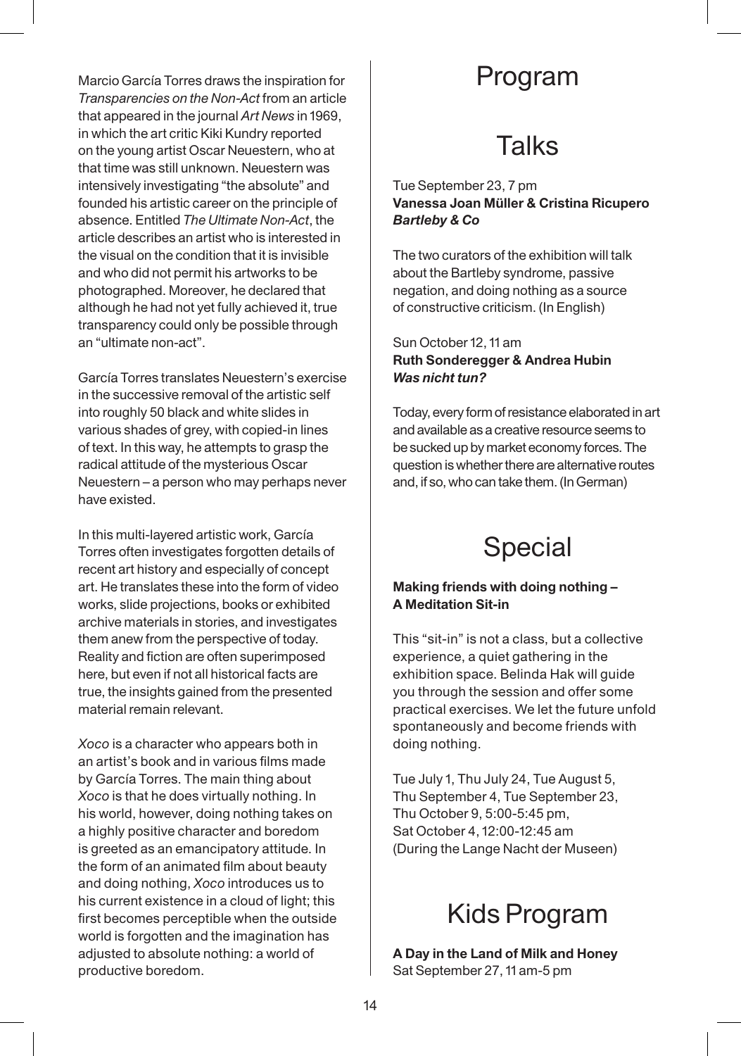Marcio García Torres draws the inspiration for *Transparencies on the Non-Act* from an article that appeared in the journal *Art News* in 1969, in which the art critic Kiki Kundry reported on the young artist Oscar Neuestern, who at that time was still unknown. Neuestern was intensively investigating "the absolute" and founded his artistic career on the principle of absence. Entitled *The Ultimate Non-Act*, the article describes an artist who is interested in the visual on the condition that it is invisible and who did not permit his artworks to be photographed. Moreover, he declared that although he had not yet fully achieved it, true transparency could only be possible through an "ultimate non-act".

García Torres translates Neuestern's exercise in the successive removal of the artistic self into roughly 50 black and white slides in various shades of grey, with copied-in lines of text. In this way, he attempts to grasp the radical attitude of the mysterious Oscar Neuestern – a person who may perhaps never have existed.

In this multi-layered artistic work, García Torres often investigates forgotten details of recent art history and especially of concept art. He translates these into the form of video works, slide projections, books or exhibited archive materials in stories, and investigates them anew from the perspective of today. Reality and fiction are often superimposed here, but even if not all historical facts are true, the insights gained from the presented material remain relevant.

*Xoco* is a character who appears both in an artist's book and in various films made by García Torres. The main thing about *Xoco* is that he does virtually nothing. In his world, however, doing nothing takes on a highly positive character and boredom is greeted as an emancipatory attitude. In the form of an animated film about beauty and doing nothing, *Xoco* introduces us to his current existence in a cloud of light; this first becomes perceptible when the outside world is forgotten and the imagination has adjusted to absolute nothing: a world of productive boredom.

# Program

## Talks

Tue September 23, 7 pm
**Vanessa Joan Müller & Cristina Ricupero**
***Bartleby & Co***

The two curators of the exhibition will talk about the Bartleby syndrome, passive negation, and doing nothing as a source of constructive criticism. (In English)

Sun October 12, 11 am
**Ruth Sonderegger & Andrea Hubin**
***Was nicht tun?***

Today, every form of resistance elaborated in art and available as a creative resource seems to be sucked up by market economy forces. The question is whether there are alternative routes and, if so, who can take them. (In German)

## Special

**Making friends with doing nothing – A Meditation Sit-in**

This "sit-in" is not a class, but a collective experience, a quiet gathering in the exhibition space. Belinda Hak will guide you through the session and offer some practical exercises. We let the future unfold spontaneously and become friends with doing nothing.

Tue July 1, Thu July 24, Tue August 5, Thu September 4, Tue September 23, Thu October 9, 5:00-5:45 pm,
Sat October 4, 12:00-12:45 am
(During the Lange Nacht der Museen)

## Kids Program

**A Day in the Land of Milk and Honey**
Sat September 27, 11 am-5 pm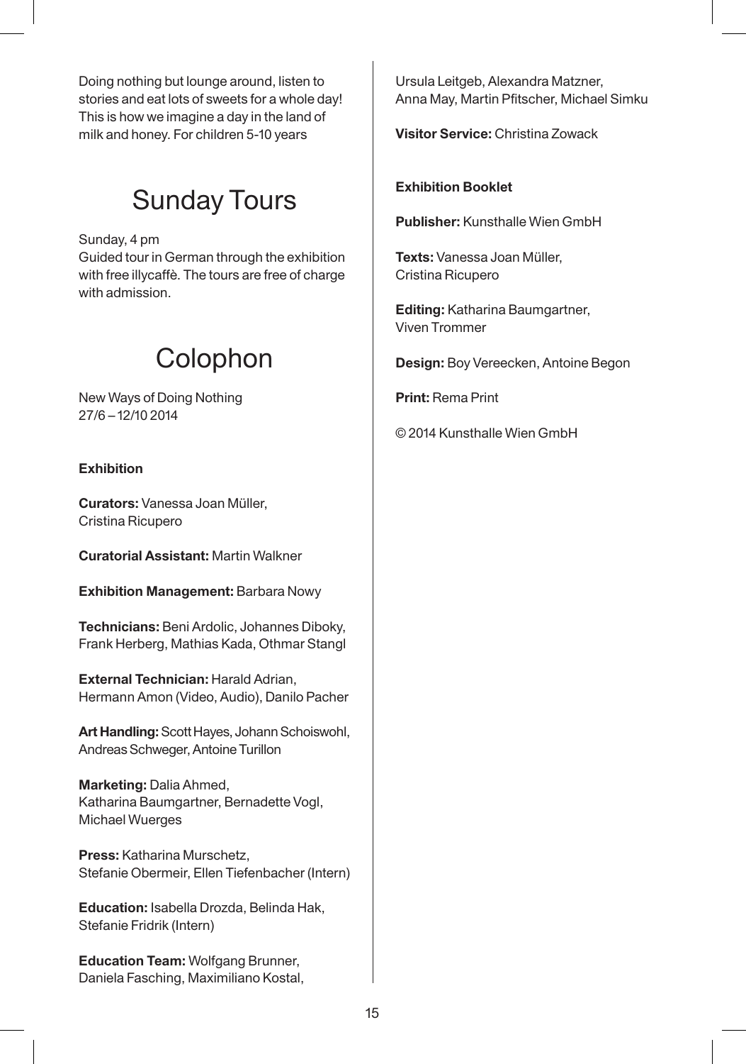Doing nothing but lounge around, listen to stories and eat lots of sweets for a whole day! This is how we imagine a day in the land of milk and honey. For children 5-10 years

## Sunday Tours

Sunday, 4 pm
Guided tour in German through the exhibition with free illycaffè. The tours are free of charge with admission.

## Colophon

New Ways of Doing Nothing
27/6 – 12/10 2014

**Exhibition**

**Curators:** Vanessa Joan Müller, Cristina Ricupero

**Curatorial Assistant:** Martin Walkner

**Exhibition Management:** Barbara Nowy

**Technicians:** Beni Ardolic, Johannes Diboky, Frank Herberg, Mathias Kada, Othmar Stangl

**External Technician:** Harald Adrian, Hermann Amon (Video, Audio), Danilo Pacher

**Art Handling:** Scott Hayes, Johann Schoiswohl, Andreas Schweger, Antoine Turillon

**Marketing:** Dalia Ahmed, Katharina Baumgartner, Bernadette Vogl, Michael Wuerges

**Press:** Katharina Murschetz, Stefanie Obermeir, Ellen Tiefenbacher (Intern)

**Education:** Isabella Drozda, Belinda Hak, Stefanie Fridrik (Intern)

**Education Team:** Wolfgang Brunner, Daniela Fasching, Maximiliano Kostal, Ursula Leitgeb, Alexandra Matzner, Anna May, Martin Pfitscher, Michael Simku

**Visitor Service:** Christina Zowack

**Exhibition Booklet**

**Publisher:** Kunsthalle Wien GmbH

**Texts:** Vanessa Joan Müller, Cristina Ricupero

**Editing:** Katharina Baumgartner, Viven Trommer

**Design:** Boy Vereecken, Antoine Begon

**Print:** Rema Print

© 2014 Kunsthalle Wien GmbH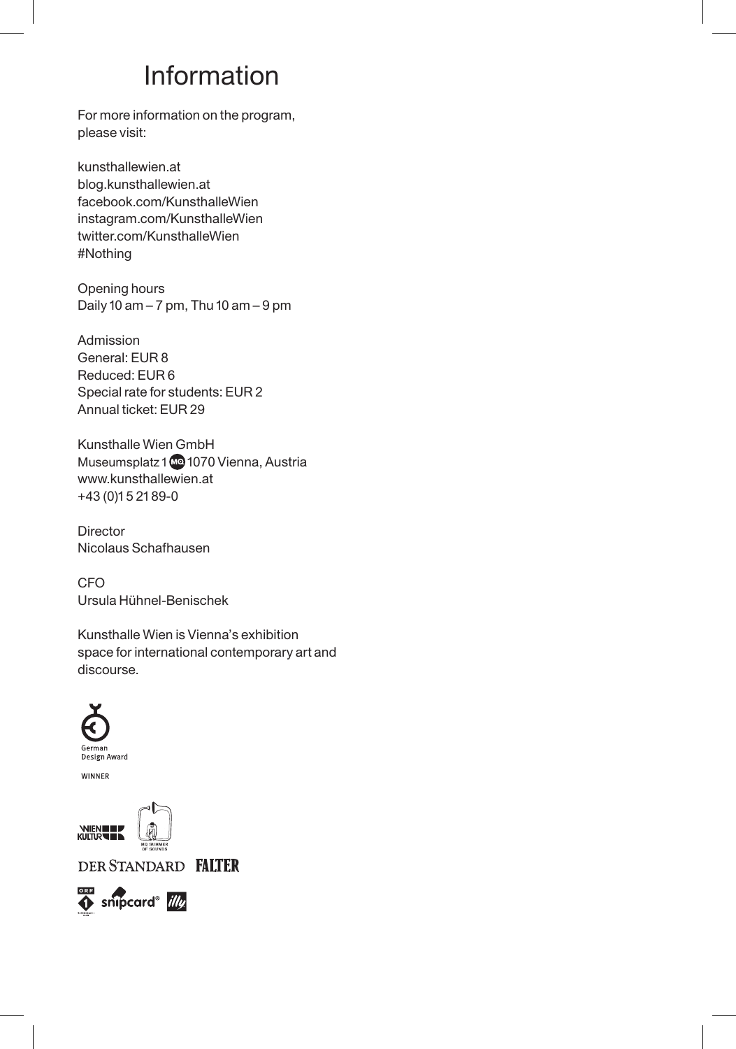# Information

For more information on the program, please visit:

kunsthallewien.at
blog.kunsthallewien.at
facebook.com/KunsthalleWien
instagram.com/KunsthalleWien
twitter.com/KunsthalleWien
#Nothing

Opening hours
Daily 10 am – 7 pm, Thu 10 am – 9 pm

Admission
General: EUR 8
Reduced: EUR 6
Special rate for students: EUR 2
Annual ticket: EUR 29

Kunsthalle Wien GmbH
Museumsplatz 1 MQ 1070 Vienna, Austria
www.kunsthallewien.at
+43 (0)1 5 21 89-0

Director
Nicolaus Schafhausen

CFO
Ursula Hühnel-Benischek

Kunsthalle Wien is Vienna's exhibition space for international contemporary art and discourse.

German Design Award

WINNER

WIEN KULTUR
MQ SUMMER OF SOUNDS

DER STANDARD FALTER

ORF 1 snipcard® illy